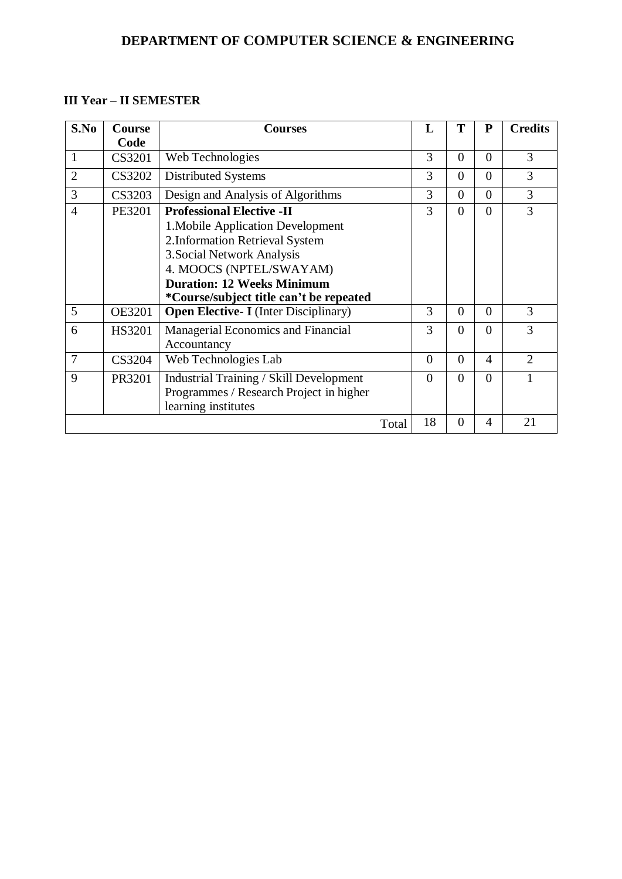# DEPARTMENT OF COMPUTER SCIENCE & ENGINEERING

### III Year – II SEMESTER

| S.No | Course Code | Courses | L | T | P | Credits |
|---|---|---|---|---|---|---|
| 1 | CS3201 | Web Technologies | 3 | 0 | 0 | 3 |
| 2 | CS3202 | Distributed Systems | 3 | 0 | 0 | 3 |
| 3 | CS3203 | Design and Analysis of Algorithms | 3 | 0 | 0 | 3 |
| 4 | PE3201 | **Professional Elective -II**<br>1.Mobile Application Development<br>2.Information Retrieval System<br>3.Social Network Analysis<br>4. MOOCS (NPTEL/SWAYAM)<br>**Duration: 12 Weeks Minimum**<br>**\*Course/subject title can't be repeated** | 3 | 0 | 0 | 3 |
| 5 | OE3201 | **Open Elective- I** (Inter Disciplinary) | 3 | 0 | 0 | 3 |
| 6 | HS3201 | Managerial Economics and Financial Accountancy | 3 | 0 | 0 | 3 |
| 7 | CS3204 | Web Technologies Lab | 0 | 0 | 4 | 2 |
| 9 | PR3201 | Industrial Training / Skill Development Programmes / Research Project in higher learning institutes | 0 | 0 | 0 | 1 |
| | | Total | 18 | 0 | 4 | 21 |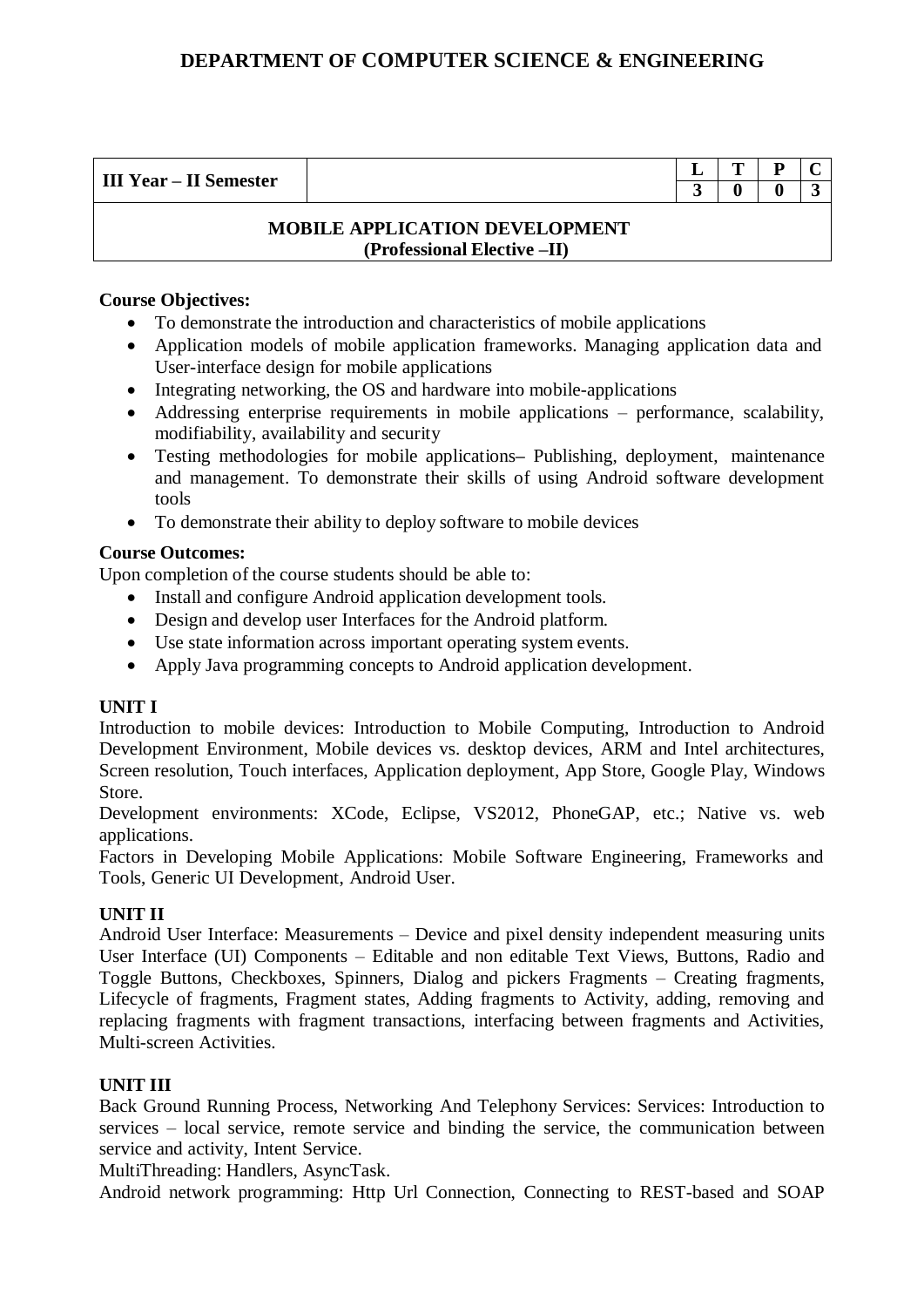## DEPARTMENT OF COMPUTER SCIENCE & ENGINEERING

| III Year – II Semester | | L | T | P | C |
|---|---|---|---|---|---|
| | | 3 | 0 | 0 | 3 |

### MOBILE APPLICATION DEVELOPMENT
**(Professional Elective –II)**

**Course Objectives:**

- To demonstrate the introduction and characteristics of mobile applications
- Application models of mobile application frameworks. Managing application data and User-interface design for mobile applications
- Integrating networking, the OS and hardware into mobile-applications
- Addressing enterprise requirements in mobile applications – performance, scalability, modifiability, availability and security
- Testing methodologies for mobile applications– Publishing, deployment, maintenance and management. To demonstrate their skills of using Android software development tools
- To demonstrate their ability to deploy software to mobile devices

**Course Outcomes:**

Upon completion of the course students should be able to:

- Install and configure Android application development tools.
- Design and develop user Interfaces for the Android platform.
- Use state information across important operating system events.
- Apply Java programming concepts to Android application development.

**UNIT I**

Introduction to mobile devices: Introduction to Mobile Computing, Introduction to Android Development Environment, Mobile devices vs. desktop devices, ARM and Intel architectures, Screen resolution, Touch interfaces, Application deployment, App Store, Google Play, Windows Store.

Development environments: XCode, Eclipse, VS2012, PhoneGAP, etc.; Native vs. web applications.

Factors in Developing Mobile Applications: Mobile Software Engineering, Frameworks and Tools, Generic UI Development, Android User.

**UNIT II**

Android User Interface: Measurements – Device and pixel density independent measuring units User Interface (UI) Components – Editable and non editable Text Views, Buttons, Radio and Toggle Buttons, Checkboxes, Spinners, Dialog and pickers Fragments – Creating fragments, Lifecycle of fragments, Fragment states, Adding fragments to Activity, adding, removing and replacing fragments with fragment transactions, interfacing between fragments and Activities, Multi-screen Activities.

**UNIT III**

Back Ground Running Process, Networking And Telephony Services: Services: Introduction to services – local service, remote service and binding the service, the communication between service and activity, Intent Service.

MultiThreading: Handlers, AsyncTask.

Android network programming: Http Url Connection, Connecting to REST-based and SOAP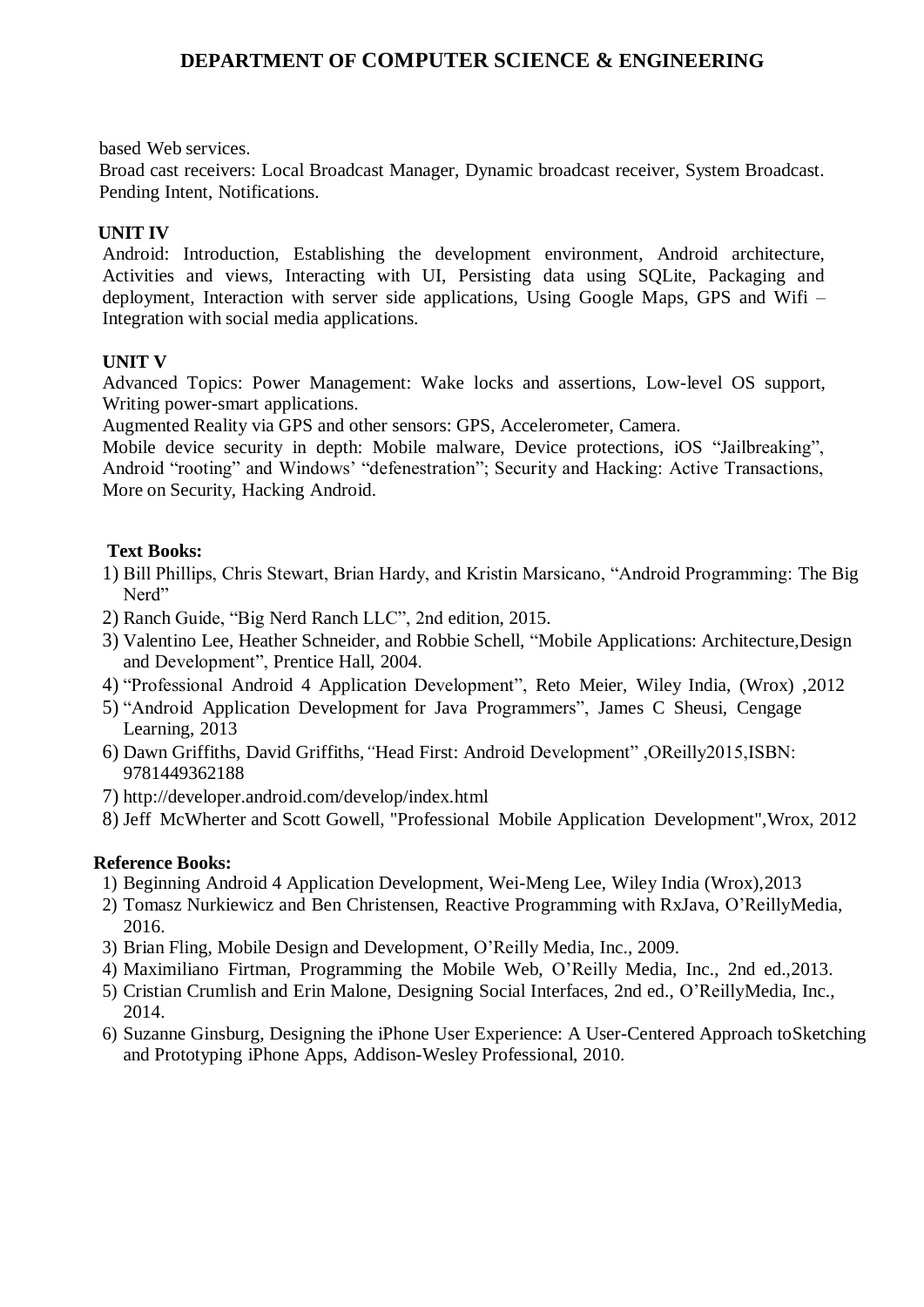based Web services.

Broad cast receivers: Local Broadcast Manager, Dynamic broadcast receiver, System Broadcast. Pending Intent, Notifications.

**UNIT IV**

Android: Introduction, Establishing the development environment, Android architecture, Activities and views, Interacting with UI, Persisting data using SQLite, Packaging and deployment, Interaction with server side applications, Using Google Maps, GPS and Wifi – Integration with social media applications.

**UNIT V**

Advanced Topics: Power Management: Wake locks and assertions, Low-level OS support, Writing power-smart applications.

Augmented Reality via GPS and other sensors: GPS, Accelerometer, Camera.

Mobile device security in depth: Mobile malware, Device protections, iOS "Jailbreaking", Android "rooting" and Windows' "defenestration"; Security and Hacking: Active Transactions, More on Security, Hacking Android.

**Text Books:**

1) Bill Phillips, Chris Stewart, Brian Hardy, and Kristin Marsicano, "Android Programming: The Big Nerd"
2) Ranch Guide, "Big Nerd Ranch LLC", 2nd edition, 2015.
3) Valentino Lee, Heather Schneider, and Robbie Schell, "Mobile Applications: Architecture,Design and Development", Prentice Hall, 2004.
4) "Professional Android 4 Application Development", Reto Meier, Wiley India, (Wrox) ,2012
5) "Android Application Development for Java Programmers", James C Sheusi, Cengage Learning, 2013
6) Dawn Griffiths, David Griffiths, "Head First: Android Development" ,OReilly2015,ISBN: 9781449362188
7) http://developer.android.com/develop/index.html
8) Jeff McWherter and Scott Gowell, "Professional Mobile Application Development",Wrox, 2012

**Reference Books:**

1) Beginning Android 4 Application Development, Wei-Meng Lee, Wiley India (Wrox),2013
2) Tomasz Nurkiewicz and Ben Christensen, Reactive Programming with RxJava, O'ReillyMedia, 2016.
3) Brian Fling, Mobile Design and Development, O'Reilly Media, Inc., 2009.
4) Maximiliano Firtman, Programming the Mobile Web, O'Reilly Media, Inc., 2nd ed.,2013.
5) Cristian Crumlish and Erin Malone, Designing Social Interfaces, 2nd ed., O'ReillyMedia, Inc., 2014.
6) Suzanne Ginsburg, Designing the iPhone User Experience: A User-Centered Approach toSketching and Prototyping iPhone Apps, Addison-Wesley Professional, 2010.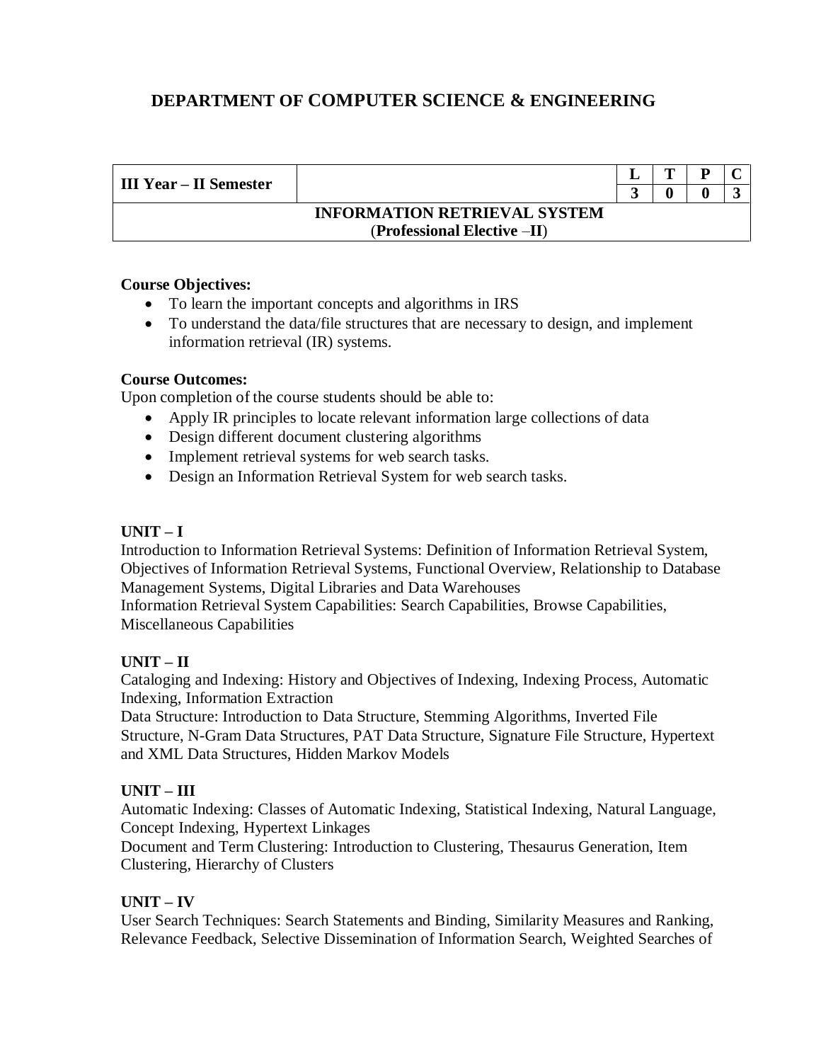# DEPARTMENT OF COMPUTER SCIENCE & ENGINEERING

| III Year – II Semester | | L | T | P | C |
|---|---|---|---|---|---|
| | | 3 | 0 | 0 | 3 |
| **INFORMATION RETRIEVAL SYSTEM** (**Professional Elective –II**) | | | | | |

**Course Objectives:**

- To learn the important concepts and algorithms in IRS
- To understand the data/file structures that are necessary to design, and implement information retrieval (IR) systems.

**Course Outcomes:**

Upon completion of the course students should be able to:

- Apply IR principles to locate relevant information large collections of data
- Design different document clustering algorithms
- Implement retrieval systems for web search tasks.
- Design an Information Retrieval System for web search tasks.

**UNIT – I**

Introduction to Information Retrieval Systems: Definition of Information Retrieval System, Objectives of Information Retrieval Systems, Functional Overview, Relationship to Database Management Systems, Digital Libraries and Data Warehouses

Information Retrieval System Capabilities: Search Capabilities, Browse Capabilities, Miscellaneous Capabilities

**UNIT – II**

Cataloging and Indexing: History and Objectives of Indexing, Indexing Process, Automatic Indexing, Information Extraction

Data Structure: Introduction to Data Structure, Stemming Algorithms, Inverted File Structure, N-Gram Data Structures, PAT Data Structure, Signature File Structure, Hypertext and XML Data Structures, Hidden Markov Models

**UNIT – III**

Automatic Indexing: Classes of Automatic Indexing, Statistical Indexing, Natural Language, Concept Indexing, Hypertext Linkages

Document and Term Clustering: Introduction to Clustering, Thesaurus Generation, Item Clustering, Hierarchy of Clusters

**UNIT – IV**

User Search Techniques: Search Statements and Binding, Similarity Measures and Ranking, Relevance Feedback, Selective Dissemination of Information Search, Weighted Searches of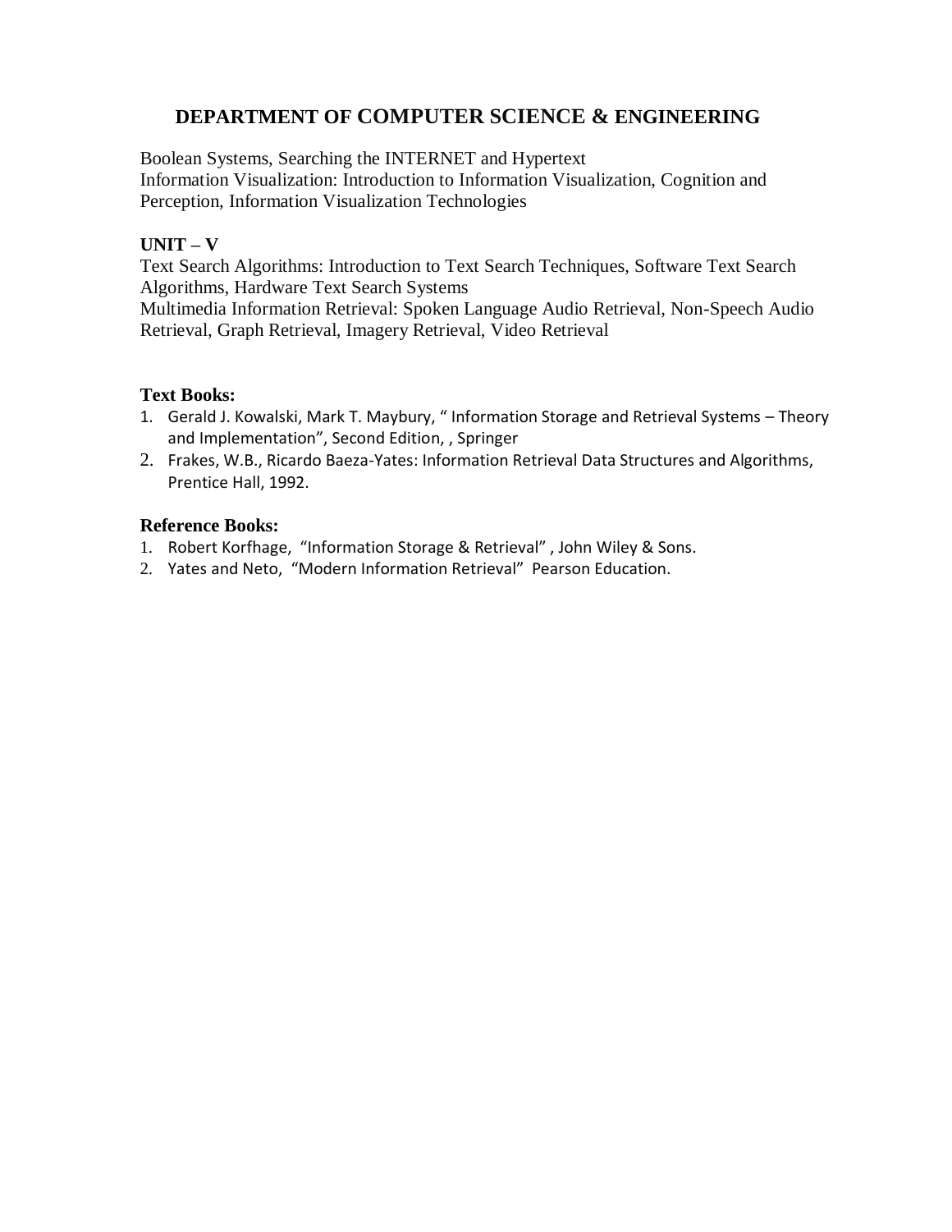# DEPARTMENT OF COMPUTER SCIENCE & ENGINEERING

Boolean Systems, Searching the INTERNET and Hypertext
Information Visualization: Introduction to Information Visualization, Cognition and Perception, Information Visualization Technologies

**UNIT – V**
Text Search Algorithms: Introduction to Text Search Techniques, Software Text Search Algorithms, Hardware Text Search Systems
Multimedia Information Retrieval: Spoken Language Audio Retrieval, Non-Speech Audio Retrieval, Graph Retrieval, Imagery Retrieval, Video Retrieval

**Text Books:**

1. Gerald J. Kowalski, Mark T. Maybury, " Information Storage and Retrieval Systems – Theory and Implementation", Second Edition, , Springer
2. Frakes, W.B., Ricardo Baeza-Yates: Information Retrieval Data Structures and Algorithms, Prentice Hall, 1992.

**Reference Books:**

1. Robert Korfhage, "Information Storage & Retrieval" , John Wiley & Sons.
2. Yates and Neto, "Modern Information Retrieval" Pearson Education.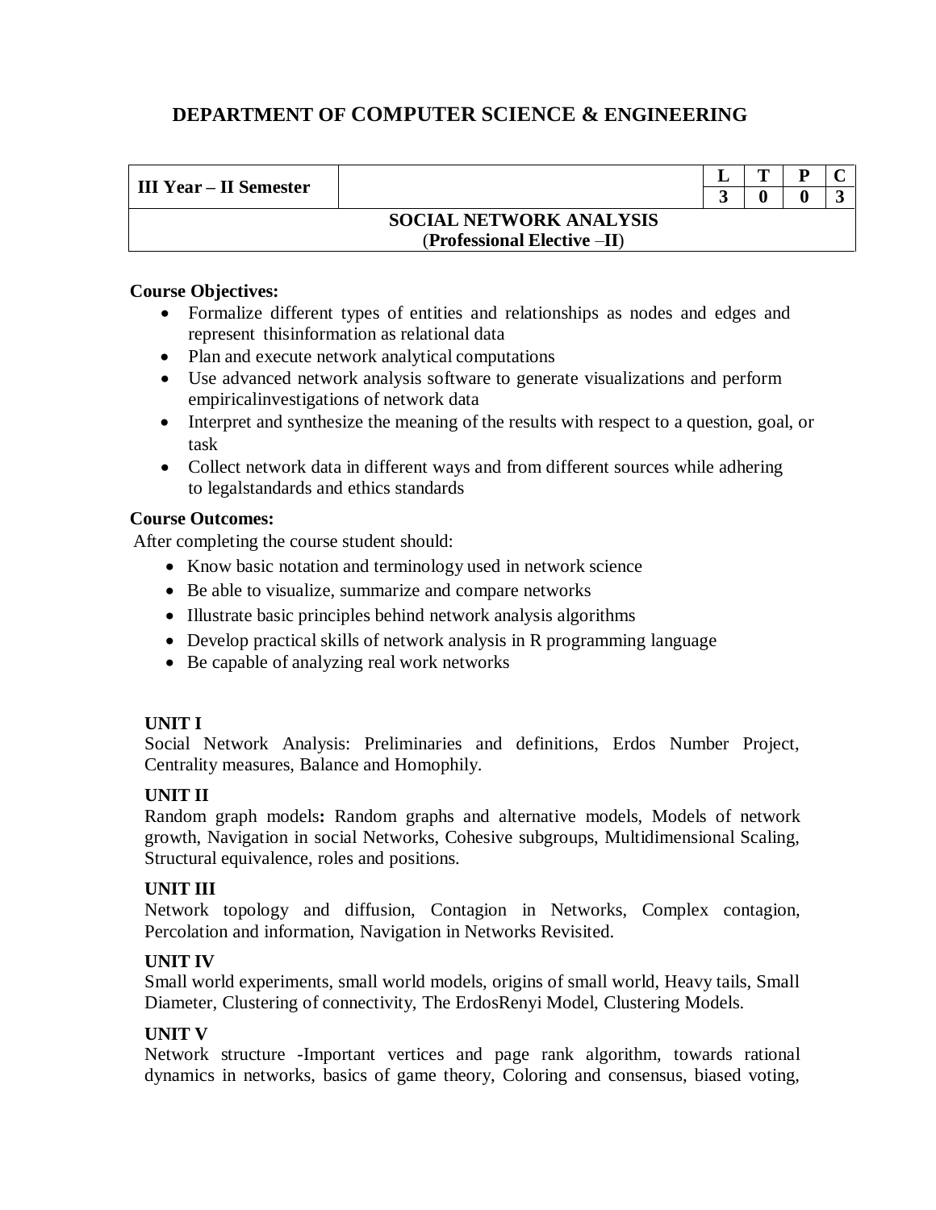# DEPARTMENT OF COMPUTER SCIENCE & ENGINEERING

| III Year – II Semester | | L | T | P | C |
|---|---|---|---|---|---|
| | | 3 | 0 | 0 | 3 |
| **SOCIAL NETWORK ANALYSIS** (**Professional Elective –II**) | | | | | |

**Course Objectives:**

- Formalize different types of entities and relationships as nodes and edges and represent thisinformation as relational data
- Plan and execute network analytical computations
- Use advanced network analysis software to generate visualizations and perform empiricalinvestigations of network data
- Interpret and synthesize the meaning of the results with respect to a question, goal, or task
- Collect network data in different ways and from different sources while adhering to legalstandards and ethics standards

**Course Outcomes:**

After completing the course student should:

- Know basic notation and terminology used in network science
- Be able to visualize, summarize and compare networks
- Illustrate basic principles behind network analysis algorithms
- Develop practical skills of network analysis in R programming language
- Be capable of analyzing real work networks

**UNIT I**

Social Network Analysis: Preliminaries and definitions, Erdos Number Project, Centrality measures, Balance and Homophily.

**UNIT II**

Random graph models**:** Random graphs and alternative models, Models of network growth, Navigation in social Networks, Cohesive subgroups, Multidimensional Scaling, Structural equivalence, roles and positions.

**UNIT III**

Network topology and diffusion, Contagion in Networks, Complex contagion, Percolation and information, Navigation in Networks Revisited.

**UNIT IV**

Small world experiments, small world models, origins of small world, Heavy tails, Small Diameter, Clustering of connectivity, The ErdosRenyi Model, Clustering Models.

**UNIT V**

Network structure -Important vertices and page rank algorithm, towards rational dynamics in networks, basics of game theory, Coloring and consensus, biased voting,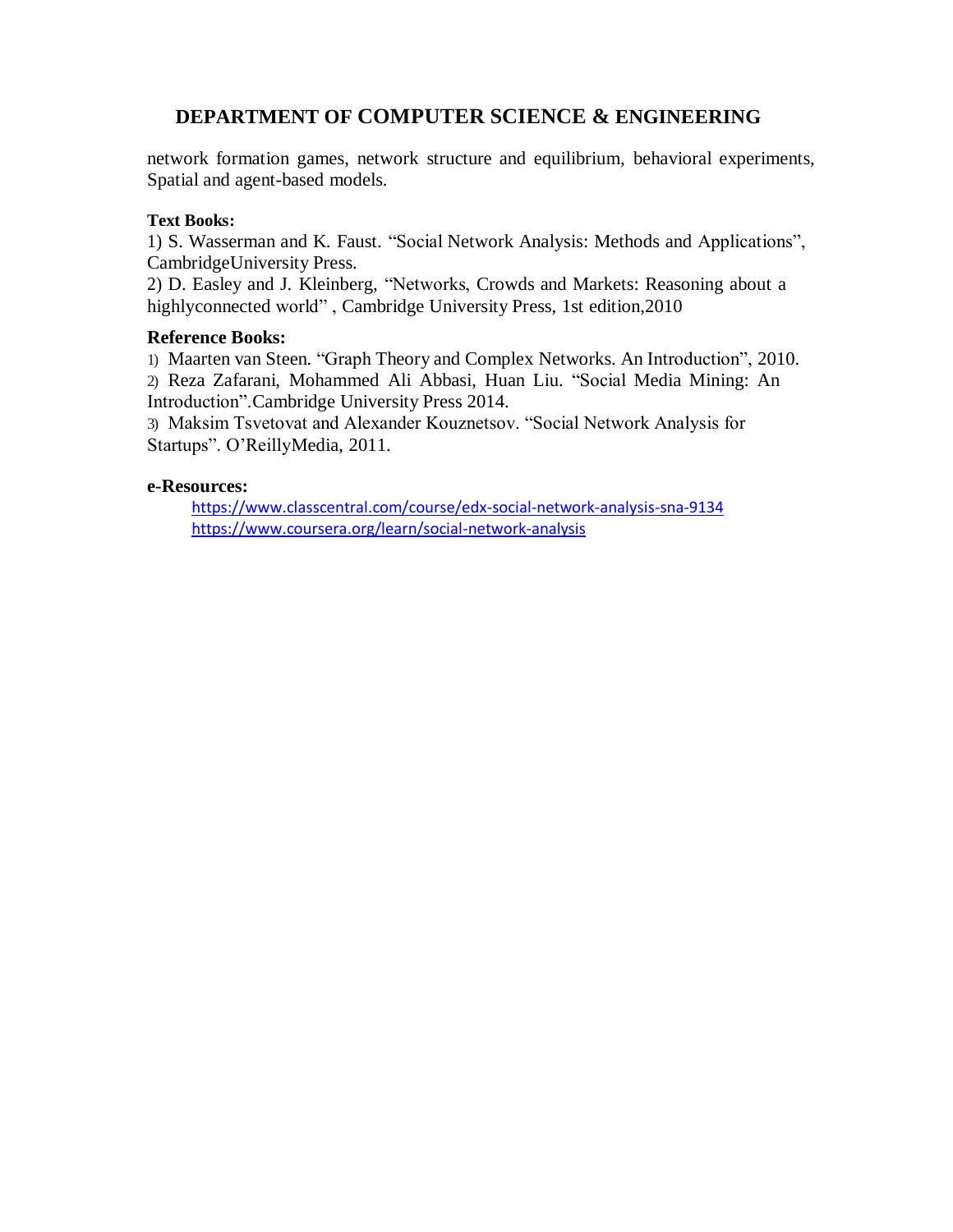network formation games, network structure and equilibrium, behavioral experiments, Spatial and agent-based models.

**Text Books:**

1) S. Wasserman and K. Faust. "Social Network Analysis: Methods and Applications", CambridgeUniversity Press.
2) D. Easley and J. Kleinberg, "Networks, Crowds and Markets: Reasoning about a highlyconnected world" , Cambridge University Press, 1st edition,2010

**Reference Books:**

1) Maarten van Steen. "Graph Theory and Complex Networks. An Introduction", 2010.
2) Reza Zafarani, Mohammed Ali Abbasi, Huan Liu. "Social Media Mining: An Introduction".Cambridge University Press 2014.
3) Maksim Tsvetovat and Alexander Kouznetsov. "Social Network Analysis for Startups". O'ReillyMedia, 2011.

**e-Resources:**

https://www.classcentral.com/course/edx-social-network-analysis-sna-9134
https://www.coursera.org/learn/social-network-analysis